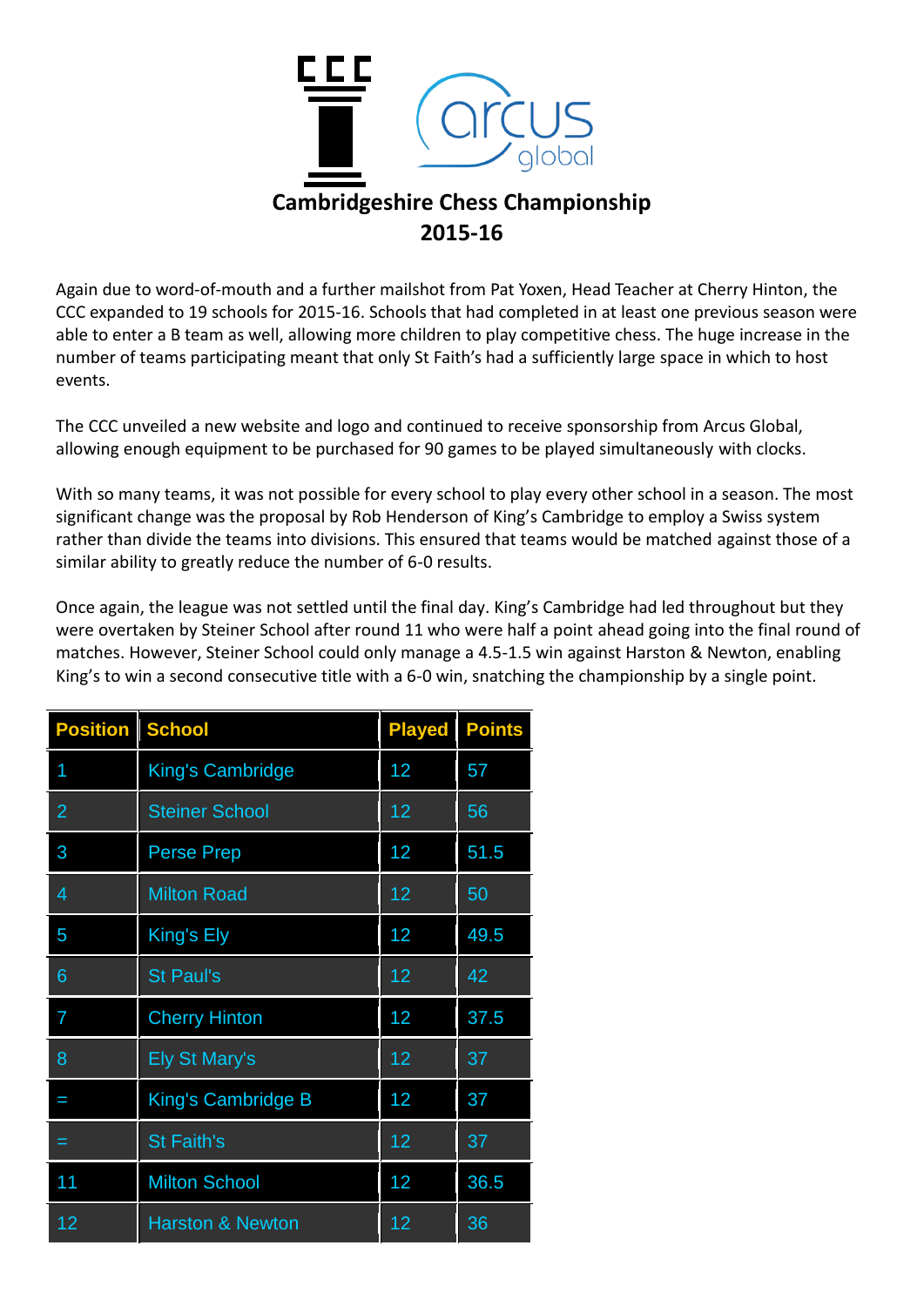# Cambridgeshire Chess Championship 2015-16

Again due to word-of-mouth and a further mailshot from Pat Yoxen, Head Teacher at Cherry Hinton, the CCC expanded to 19 schools for 2015-16. Schools that had completed in at least one previous season were able to enter a B team as well, allowing more children to play competitive chess. The huge increase in the number of teams participating meant that only St Faith's had a sufficiently large space in which to host events.

The CCC unveiled a new website and logo and continued to receive sponsorship from Arcus Global, allowing enough equipment to be purchased for 90 games to be played simultaneously with clocks.

With so many teams, it was not possible for every school to play every other school in a season. The most significant change was the proposal by Rob Henderson of King's Cambridge to employ a Swiss system rather than divide the teams into divisions. This ensured that teams would be matched against those of a similar ability to greatly reduce the number of 6-0 results.

Once again, the league was not settled until the final day. King's Cambridge had led throughout but they were overtaken by Steiner School after round 11 who were half a point ahead going into the final round of matches. However, Steiner School could only manage a 4.5-1.5 win against Harston & Newton, enabling King's to win a second consecutive title with a 6-0 win, snatching the championship by a single point.

| Position | School | Played | Points |
|---|---|---|---|
| 1 | King's Cambridge | 12 | 57 |
| 2 | Steiner School | 12 | 56 |
| 3 | Perse Prep | 12 | 51.5 |
| 4 | Milton Road | 12 | 50 |
| 5 | King's Ely | 12 | 49.5 |
| 6 | St Paul's | 12 | 42 |
| 7 | Cherry Hinton | 12 | 37.5 |
| 8 | Ely St Mary's | 12 | 37 |
| = | King's Cambridge B | 12 | 37 |
| = | St Faith's | 12 | 37 |
| 11 | Milton School | 12 | 36.5 |
| 12 | Harston & Newton | 12 | 36 |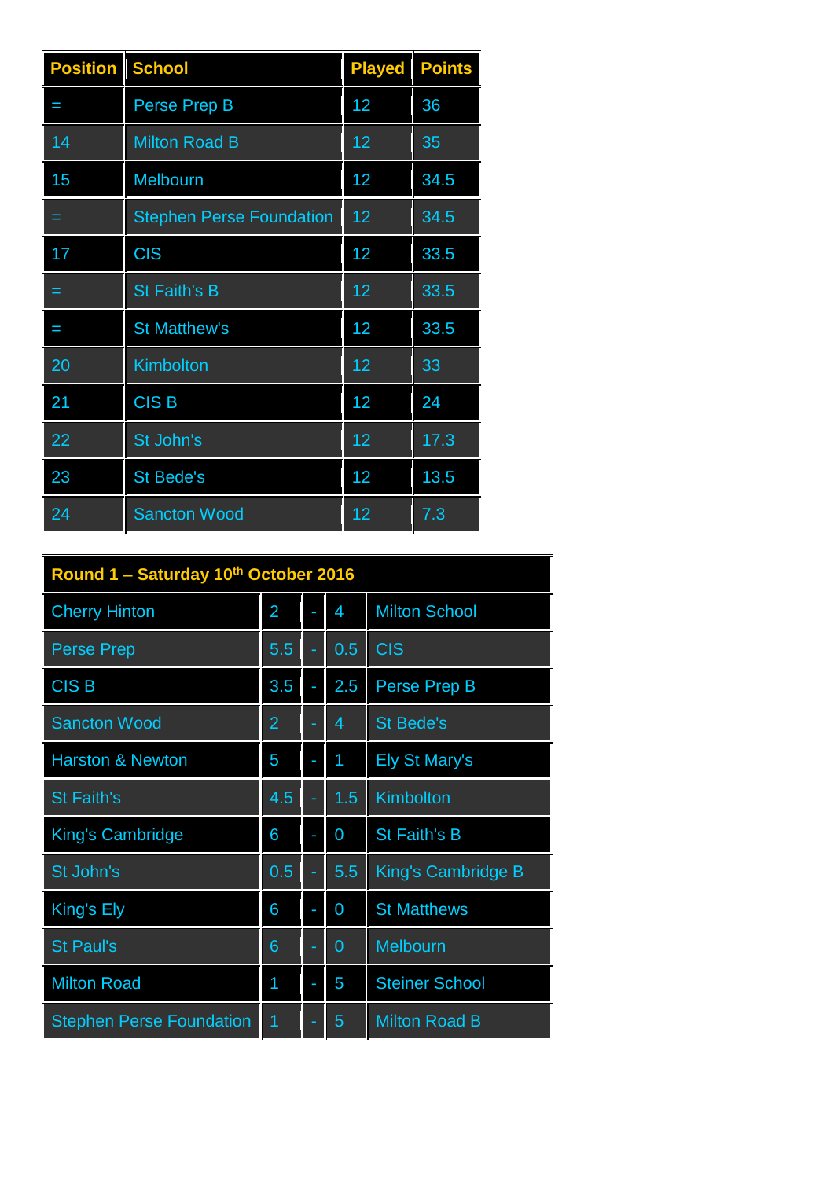| Position | School | Played | Points |
|---|---|---|---|
| = | Perse Prep B | 12 | 36 |
| 14 | Milton Road B | 12 | 35 |
| 15 | Melbourn | 12 | 34.5 |
| = | Stephen Perse Foundation | 12 | 34.5 |
| 17 | CIS | 12 | 33.5 |
| = | St Faith's B | 12 | 33.5 |
| = | St Matthew's | 12 | 33.5 |
| 20 | Kimbolton | 12 | 33 |
| 21 | CIS B | 12 | 24 |
| 22 | St John's | 12 | 17.3 |
| 23 | St Bede's | 12 | 13.5 |
| 24 | Sancton Wood | 12 | 7.3 |

| Round 1 – Saturday 10th October 2016 | | | | |
|---|---|---|---|---|
| Cherry Hinton | 2 | - | 4 | Milton School |
| Perse Prep | 5.5 | - | 0.5 | CIS |
| CIS B | 3.5 | - | 2.5 | Perse Prep B |
| Sancton Wood | 2 | - | 4 | St Bede's |
| Harston & Newton | 5 | - | 1 | Ely St Mary's |
| St Faith's | 4.5 | - | 1.5 | Kimbolton |
| King's Cambridge | 6 | - | 0 | St Faith's B |
| St John's | 0.5 | - | 5.5 | King's Cambridge B |
| King's Ely | 6 | - | 0 | St Matthews |
| St Paul's | 6 | - | 0 | Melbourn |
| Milton Road | 1 | - | 5 | Steiner School |
| Stephen Perse Foundation | 1 | - | 5 | Milton Road B |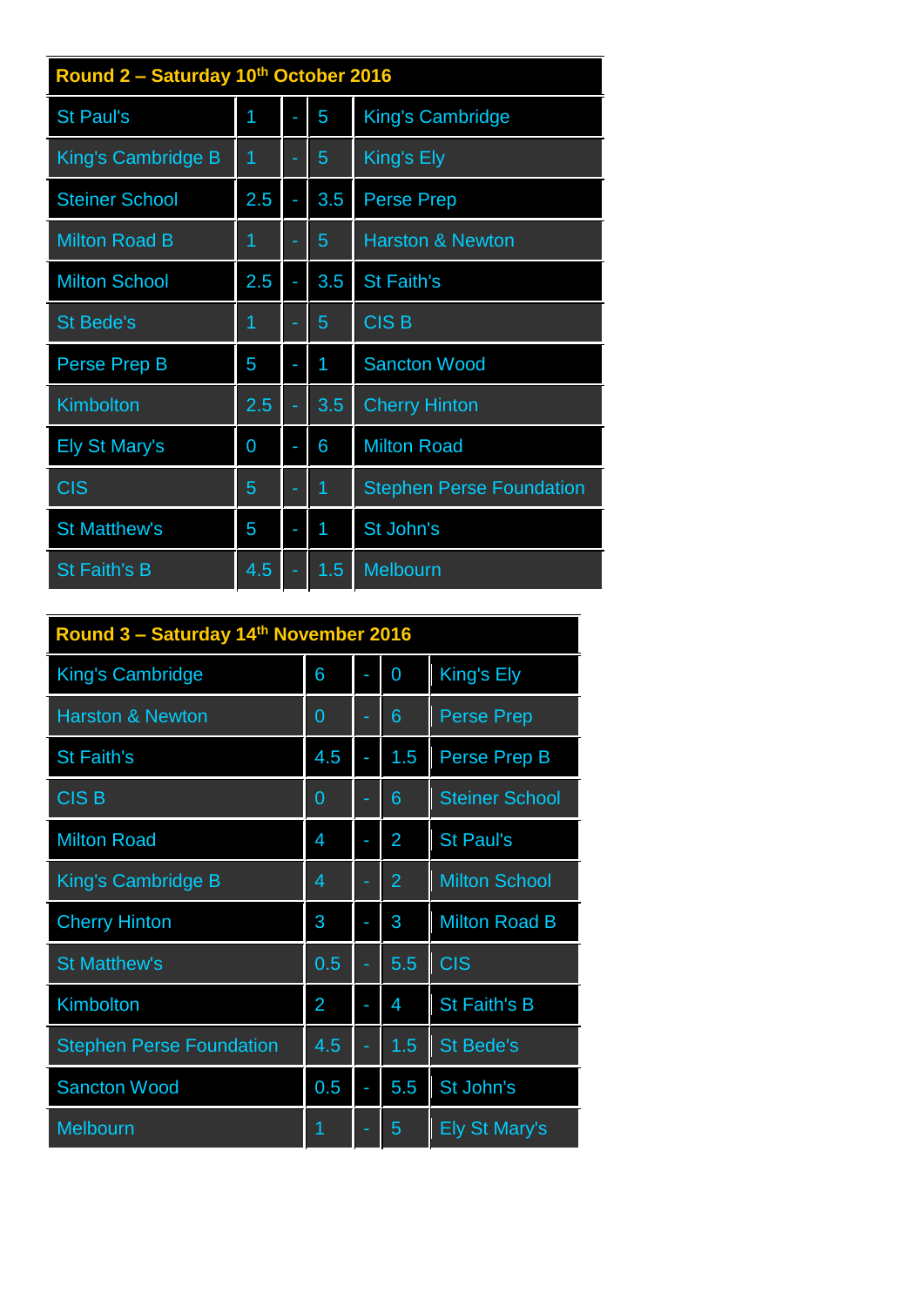| Round 2 – Saturday 10th October 2016 | | | | |
|---|---|---|---|---|
| St Paul's | 1 | - | 5 | King's Cambridge |
| King's Cambridge B | 1 | - | 5 | King's Ely |
| Steiner School | 2.5 | - | 3.5 | Perse Prep |
| Milton Road B | 1 | - | 5 | Harston & Newton |
| Milton School | 2.5 | - | 3.5 | St Faith's |
| St Bede's | 1 | - | 5 | CIS B |
| Perse Prep B | 5 | - | 1 | Sancton Wood |
| Kimbolton | 2.5 | - | 3.5 | Cherry Hinton |
| Ely St Mary's | 0 | - | 6 | Milton Road |
| CIS | 5 | - | 1 | Stephen Perse Foundation |
| St Matthew's | 5 | - | 1 | St John's |
| St Faith's B | 4.5 | - | 1.5 | Melbourn |

| Round 3 – Saturday 14th November 2016 | | | | |
|---|---|---|---|---|
| King's Cambridge | 6 | - | 0 | King's Ely |
| Harston & Newton | 0 | - | 6 | Perse Prep |
| St Faith's | 4.5 | - | 1.5 | Perse Prep B |
| CIS B | 0 | - | 6 | Steiner School |
| Milton Road | 4 | - | 2 | St Paul's |
| King's Cambridge B | 4 | - | 2 | Milton School |
| Cherry Hinton | 3 | - | 3 | Milton Road B |
| St Matthew's | 0.5 | - | 5.5 | CIS |
| Kimbolton | 2 | - | 4 | St Faith's B |
| Stephen Perse Foundation | 4.5 | - | 1.5 | St Bede's |
| Sancton Wood | 0.5 | - | 5.5 | St John's |
| Melbourn | 1 | - | 5 | Ely St Mary's |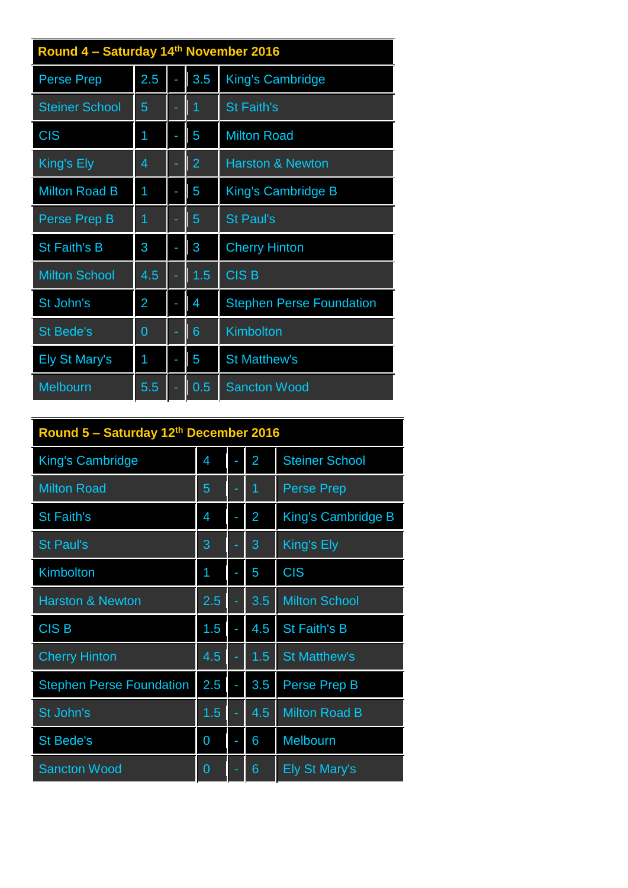| Round 4 – Saturday 14th November 2016 | | | | |
|---|---|---|---|---|
| Perse Prep | 2.5 | - | 3.5 | King's Cambridge |
| Steiner School | 5 | - | 1 | St Faith's |
| CIS | 1 | - | 5 | Milton Road |
| King's Ely | 4 | - | 2 | Harston & Newton |
| Milton Road B | 1 | - | 5 | King's Cambridge B |
| Perse Prep B | 1 | - | 5 | St Paul's |
| St Faith's B | 3 | - | 3 | Cherry Hinton |
| Milton School | 4.5 | - | 1.5 | CIS B |
| St John's | 2 | - | 4 | Stephen Perse Foundation |
| St Bede's | 0 | - | 6 | Kimbolton |
| Ely St Mary's | 1 | - | 5 | St Matthew's |
| Melbourn | 5.5 | - | 0.5 | Sancton Wood |

| Round 5 – Saturday 12th December 2016 | | | | |
|---|---|---|---|---|
| King's Cambridge | 4 | - | 2 | Steiner School |
| Milton Road | 5 | - | 1 | Perse Prep |
| St Faith's | 4 | - | 2 | King's Cambridge B |
| St Paul's | 3 | - | 3 | King's Ely |
| Kimbolton | 1 | - | 5 | CIS |
| Harston & Newton | 2.5 | - | 3.5 | Milton School |
| CIS B | 1.5 | - | 4.5 | St Faith's B |
| Cherry Hinton | 4.5 | - | 1.5 | St Matthew's |
| Stephen Perse Foundation | 2.5 | - | 3.5 | Perse Prep B |
| St John's | 1.5 | - | 4.5 | Milton Road B |
| St Bede's | 0 | - | 6 | Melbourn |
| Sancton Wood | 0 | - | 6 | Ely St Mary's |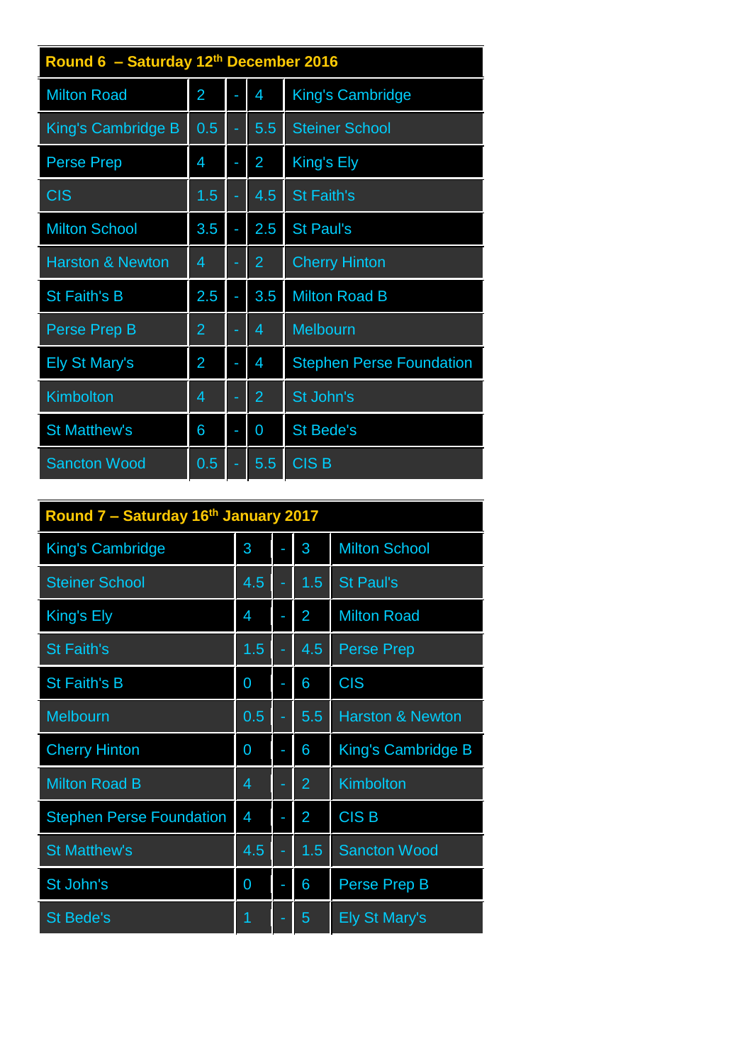| Round 6 – Saturday 12th December 2016 | | | | |
|---|---|---|---|---|
| Milton Road | 2 | - | 4 | King's Cambridge |
| King's Cambridge B | 0.5 | - | 5.5 | Steiner School |
| Perse Prep | 4 | - | 2 | King's Ely |
| CIS | 1.5 | - | 4.5 | St Faith's |
| Milton School | 3.5 | - | 2.5 | St Paul's |
| Harston & Newton | 4 | - | 2 | Cherry Hinton |
| St Faith's B | 2.5 | - | 3.5 | Milton Road B |
| Perse Prep B | 2 | - | 4 | Melbourn |
| Ely St Mary's | 2 | - | 4 | Stephen Perse Foundation |
| Kimbolton | 4 | - | 2 | St John's |
| St Matthew's | 6 | - | 0 | St Bede's |
| Sancton Wood | 0.5 | - | 5.5 | CIS B |

| Round 7 – Saturday 16th January 2017 | | | | |
|---|---|---|---|---|
| King's Cambridge | 3 | - | 3 | Milton School |
| Steiner School | 4.5 | - | 1.5 | St Paul's |
| King's Ely | 4 | - | 2 | Milton Road |
| St Faith's | 1.5 | - | 4.5 | Perse Prep |
| St Faith's B | 0 | - | 6 | CIS |
| Melbourn | 0.5 | - | 5.5 | Harston & Newton |
| Cherry Hinton | 0 | - | 6 | King's Cambridge B |
| Milton Road B | 4 | - | 2 | Kimbolton |
| Stephen Perse Foundation | 4 | - | 2 | CIS B |
| St Matthew's | 4.5 | - | 1.5 | Sancton Wood |
| St John's | 0 | - | 6 | Perse Prep B |
| St Bede's | 1 | - | 5 | Ely St Mary's |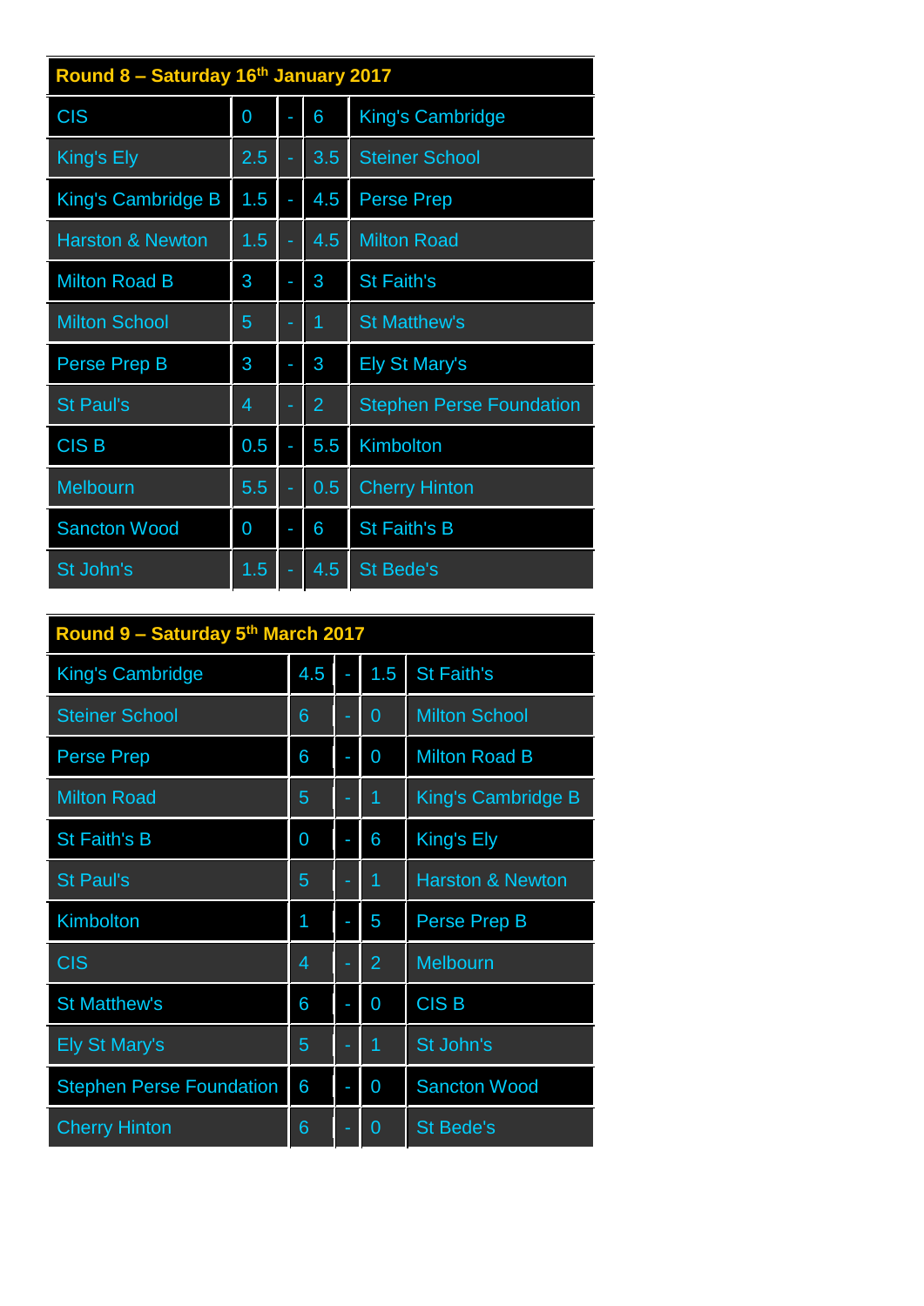| Round 8 – Saturday 16th January 2017 | | | | |
|---|---|---|---|---|
| CIS | 0 | - | 6 | King's Cambridge |
| King's Ely | 2.5 | - | 3.5 | Steiner School |
| King's Cambridge B | 1.5 | - | 4.5 | Perse Prep |
| Harston & Newton | 1.5 | - | 4.5 | Milton Road |
| Milton Road B | 3 | - | 3 | St Faith's |
| Milton School | 5 | - | 1 | St Matthew's |
| Perse Prep B | 3 | - | 3 | Ely St Mary's |
| St Paul's | 4 | - | 2 | Stephen Perse Foundation |
| CIS B | 0.5 | - | 5.5 | Kimbolton |
| Melbourn | 5.5 | - | 0.5 | Cherry Hinton |
| Sancton Wood | 0 | - | 6 | St Faith's B |
| St John's | 1.5 | - | 4.5 | St Bede's |

| Round 9 – Saturday 5th March 2017 | | | | |
|---|---|---|---|---|
| King's Cambridge | 4.5 | - | 1.5 | St Faith's |
| Steiner School | 6 | - | 0 | Milton School |
| Perse Prep | 6 | - | 0 | Milton Road B |
| Milton Road | 5 | - | 1 | King's Cambridge B |
| St Faith's B | 0 | - | 6 | King's Ely |
| St Paul's | 5 | - | 1 | Harston & Newton |
| Kimbolton | 1 | - | 5 | Perse Prep B |
| CIS | 4 | - | 2 | Melbourn |
| St Matthew's | 6 | - | 0 | CIS B |
| Ely St Mary's | 5 | - | 1 | St John's |
| Stephen Perse Foundation | 6 | - | 0 | Sancton Wood |
| Cherry Hinton | 6 | - | 0 | St Bede's |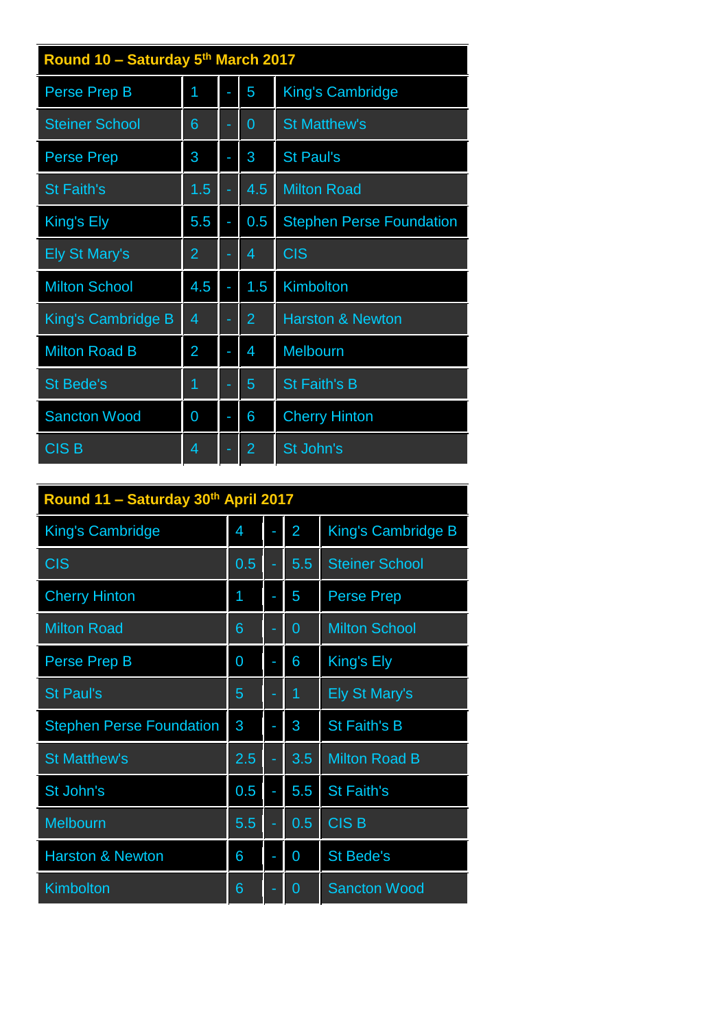| Round 10 – Saturday 5th March 2017 | | | | |
|---|---|---|---|---|
| Perse Prep B | 1 | - | 5 | King's Cambridge |
| Steiner School | 6 | - | 0 | St Matthew's |
| Perse Prep | 3 | - | 3 | St Paul's |
| St Faith's | 1.5 | - | 4.5 | Milton Road |
| King's Ely | 5.5 | - | 0.5 | Stephen Perse Foundation |
| Ely St Mary's | 2 | - | 4 | CIS |
| Milton School | 4.5 | - | 1.5 | Kimbolton |
| King's Cambridge B | 4 | - | 2 | Harston & Newton |
| Milton Road B | 2 | - | 4 | Melbourn |
| St Bede's | 1 | - | 5 | St Faith's B |
| Sancton Wood | 0 | - | 6 | Cherry Hinton |
| CIS B | 4 | - | 2 | St John's |

| Round 11 – Saturday 30th April 2017 | | | | |
|---|---|---|---|---|
| King's Cambridge | 4 | - | 2 | King's Cambridge B |
| CIS | 0.5 | - | 5.5 | Steiner School |
| Cherry Hinton | 1 | - | 5 | Perse Prep |
| Milton Road | 6 | - | 0 | Milton School |
| Perse Prep B | 0 | - | 6 | King's Ely |
| St Paul's | 5 | - | 1 | Ely St Mary's |
| Stephen Perse Foundation | 3 | - | 3 | St Faith's B |
| St Matthew's | 2.5 | - | 3.5 | Milton Road B |
| St John's | 0.5 | - | 5.5 | St Faith's |
| Melbourn | 5.5 | - | 0.5 | CIS B |
| Harston & Newton | 6 | - | 0 | St Bede's |
| Kimbolton | 6 | - | 0 | Sancton Wood |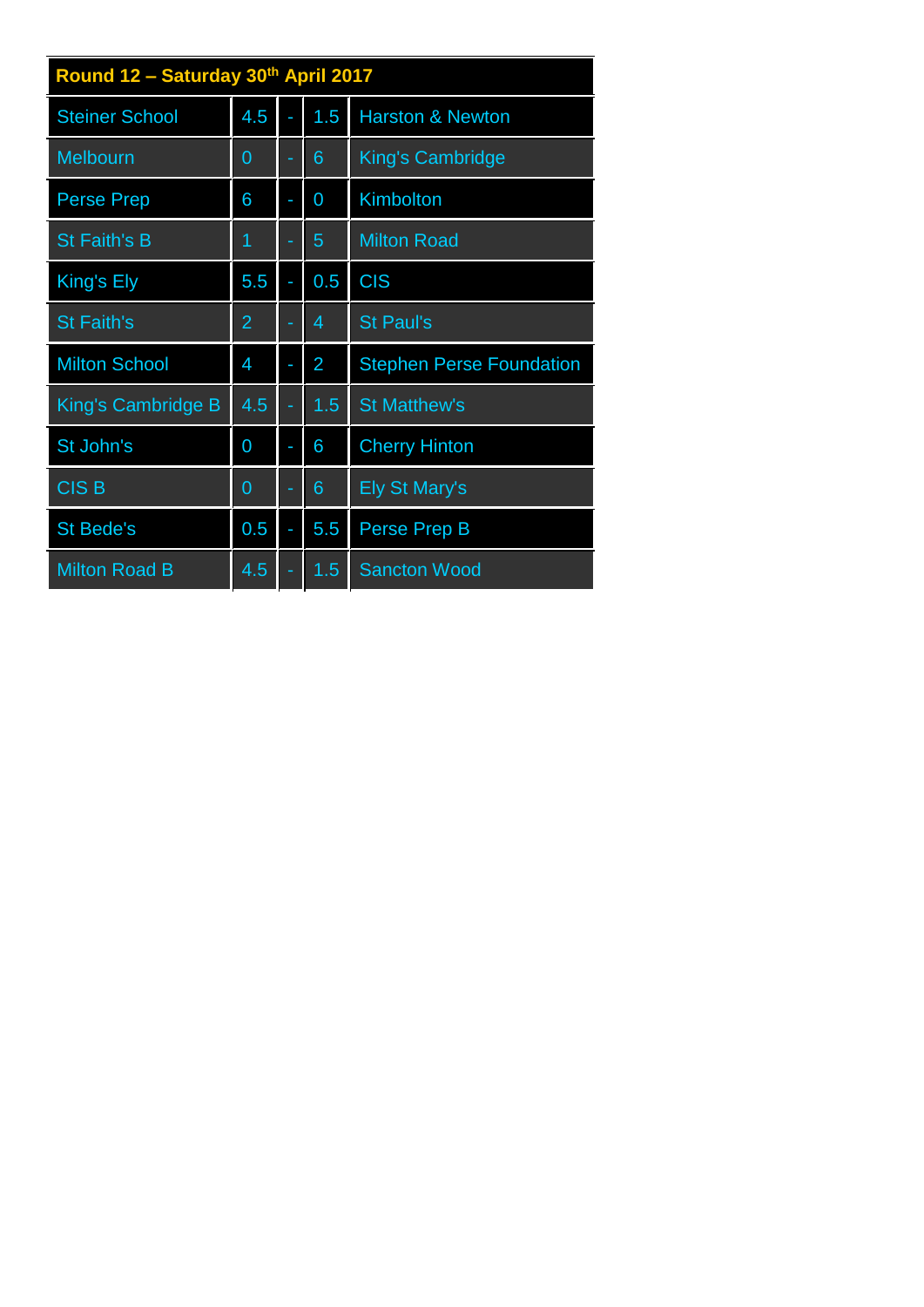## Round 12 – Saturday 30th April 2017

| | | | | |
|---|---|---|---|---|
| Steiner School | 4.5 | - | 1.5 | Harston & Newton |
| Melbourn | 0 | - | 6 | King's Cambridge |
| Perse Prep | 6 | - | 0 | Kimbolton |
| St Faith's B | 1 | - | 5 | Milton Road |
| King's Ely | 5.5 | - | 0.5 | CIS |
| St Faith's | 2 | - | 4 | St Paul's |
| Milton School | 4 | - | 2 | Stephen Perse Foundation |
| King's Cambridge B | 4.5 | - | 1.5 | St Matthew's |
| St John's | 0 | - | 6 | Cherry Hinton |
| CIS B | 0 | - | 6 | Ely St Mary's |
| St Bede's | 0.5 | - | 5.5 | Perse Prep B |
| Milton Road B | 4.5 | - | 1.5 | Sancton Wood |